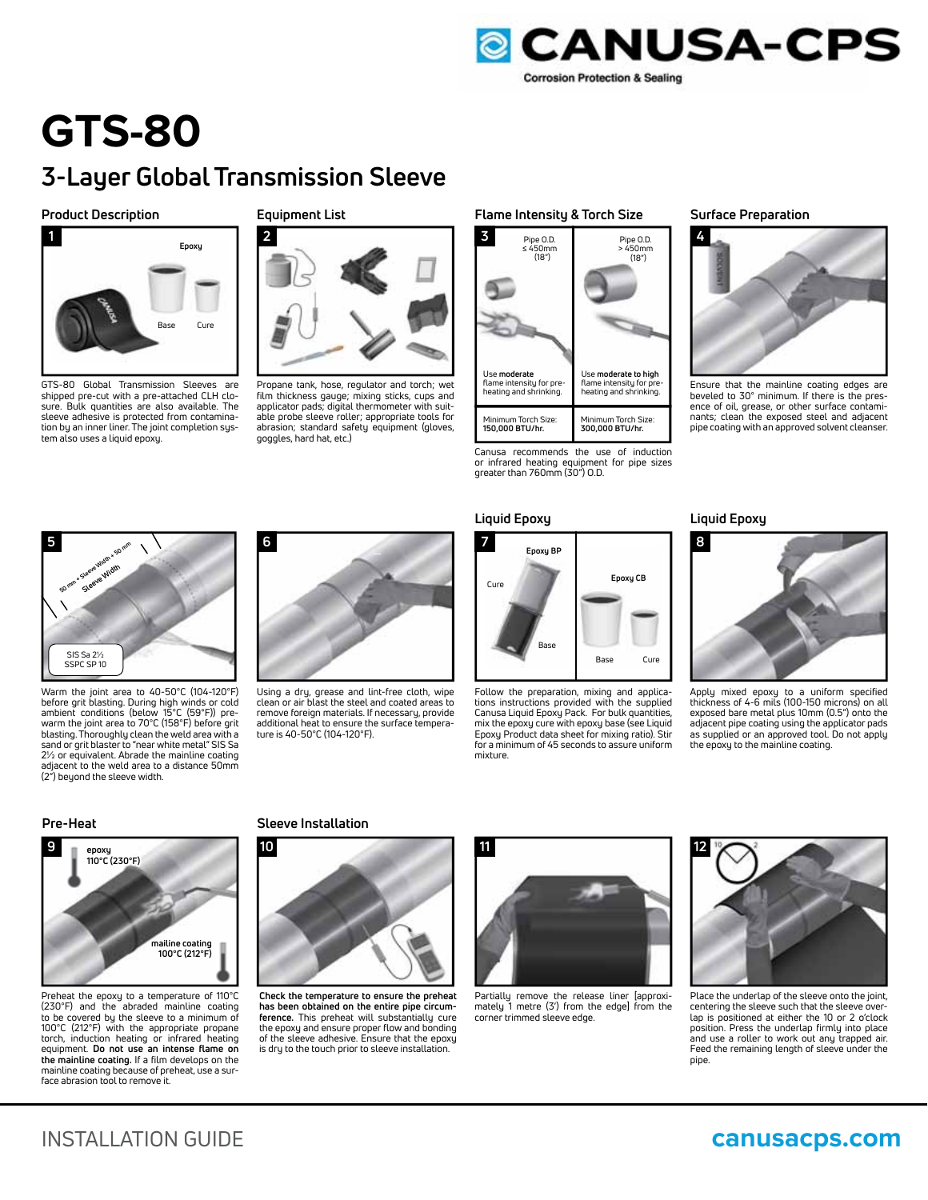CANUSA-CPS

Corrosion Protection & Sealing

# GTS-80

## 3-Layer Global Transmission Sleeve

### Product Description

GTS-80 Global Transmission Sleeves are shipped pre-cut with a pre-attached CLH closure. Bulk quantities are also available. The sleeve adhesive is protected from contamination by an inner liner. The joint completion system also uses a liquid epoxy.

### Equipment List

Propane tank, hose, regulator and torch; wet film thickness gauge; mixing sticks, cups and applicator pads; digital thermometer with suitable probe sleeve roller; appropriate tools for abrasion; standard safety equipment (gloves, goggles, hard hat, etc.)

### Flame Intensity & Torch Size

| Pipe O.D. ≤ 450mm (18") | Pipe O.D. > 450mm (18") |
|---|---|
| Use **moderate** flame intensity for preheating and shrinking. | Use **moderate to high** flame intensity for preheating and shrinking. |
| Minimum Torch Size: **150,000 BTU/hr.** | Minimum Torch Size: **300,000 BTU/hr.** |

Canusa recommends the use of induction or infrared heating equipment for pipe sizes greater than 760mm (30") O.D.

### Surface Preparation

Ensure that the mainline coating edges are beveled to 30° minimum. If there is the presence of oil, grease, or other surface contaminants; clean the exposed steel and adjacent pipe coating with an approved solvent cleanser.

5. Warm the joint area to 40-50°C (104-120°F) before grit blasting. During high winds or cold ambient conditions (below 15°C (59°F)) prewarm the joint area to 70°C (158°F) before grit blasting. Thoroughly clean the weld area with a sand or grit blaster to "near white metal" SIS Sa 2½ or equivalent. Abrade the mainline coating adjacent to the weld area to a distance 50mm (2") beyond the sleeve width.

6. Using a dry, grease and lint-free cloth, wipe clean or air blast the steel and coated areas to remove foreign materials. If necessary, provide additional heat to ensure the surface temperature is 40-50°C (104-120°F).

### Liquid Epoxy

7. Follow the preparation, mixing and applications instructions provided with the supplied Canusa Liquid Epoxy Pack. For bulk quantities, mix the epoxy cure with epoxy base (see Liquid Epoxy Product data sheet for mixing ratio). Stir for a minimum of 45 seconds to assure uniform mixture.

### Liquid Epoxy

8. Apply mixed epoxy to a uniform specified thickness of 4-6 mils (100-150 microns) on all exposed bare metal plus 10mm (0.5") onto the adjacent pipe coating using the applicator pads as supplied or an approved tool. Do not apply the epoxy to the mainline coating.

### Pre-Heat

9. Preheat the epoxy to a temperature of 110°C (230°F) and the abraded mainline coating to be covered by the sleeve to a minimum of 100°C (212°F) with the appropriate propane torch, induction heating or infrared heating equipment. **Do not use an intense flame on the mainline coating.** If a film develops on the mainline coating because of preheat, use a surface abrasion tool to remove it.

### Sleeve Installation

10. **Check the temperature to ensure the preheat has been obtained on the entire pipe circumference.** This preheat will substantially cure the epoxy and ensure proper flow and bonding of the sleeve adhesive. Ensure that the epoxy is dry to the touch prior to sleeve installation.

11. Partially remove the release liner [approximately 1 metre (3') from the edge] from the corner trimmed sleeve edge.

12. Place the underlap of the sleeve onto the joint, centering the sleeve such that the sleeve overlap is positioned at either the 10 or 2 o'clock position. Press the underlap firmly into place and use a roller to work out any trapped air. Feed the remaining length of sleeve under the pipe.

INSTALLATION GUIDE

canusacps.com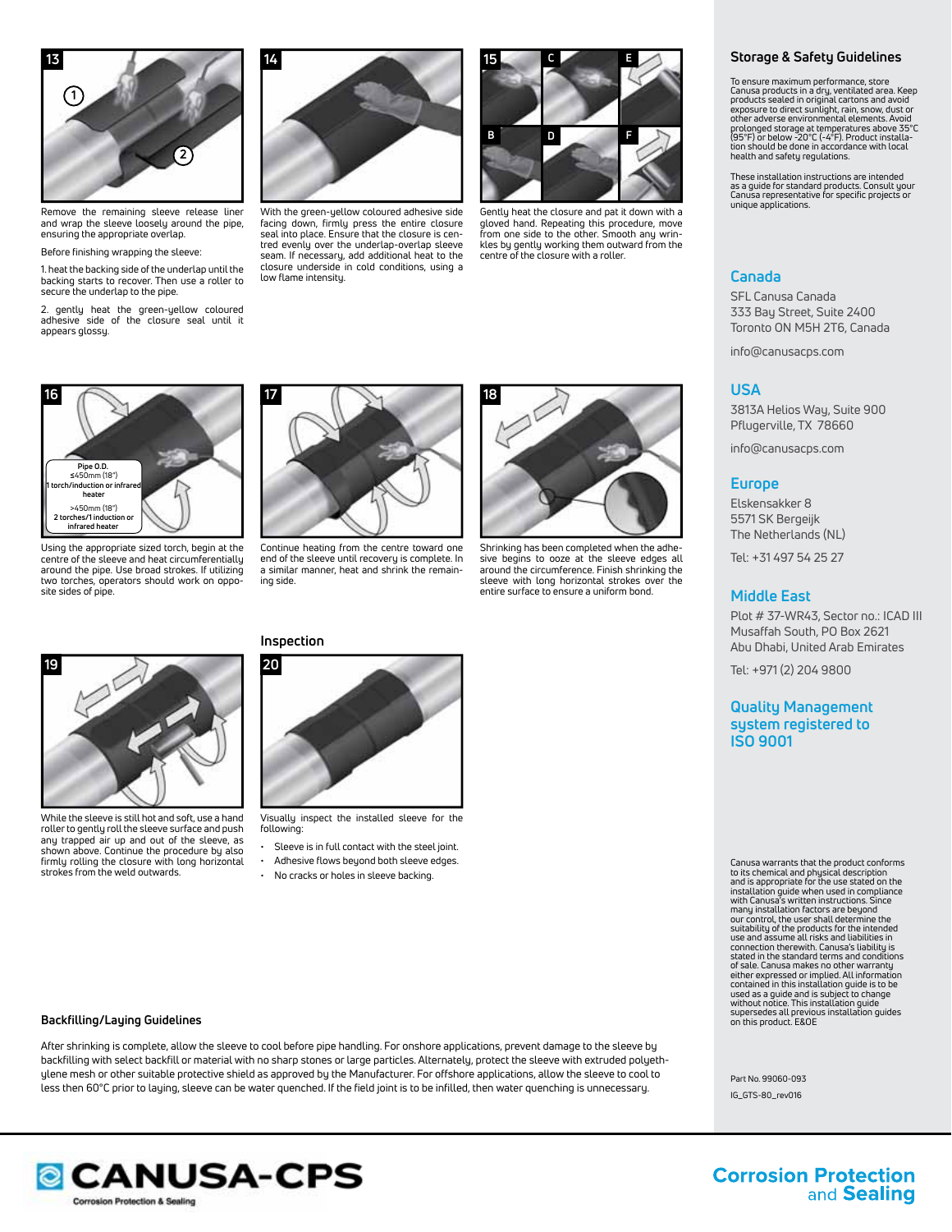**13**

Remove the remaining sleeve release liner and wrap the sleeve loosely around the pipe, ensuring the appropriate overlap.

Before finishing wrapping the sleeve:

1. heat the backing side of the underlap until the backing starts to recover. Then use a roller to secure the underlap to the pipe.

2. gently heat the green-yellow coloured adhesive side of the closure seal until it appears glossy.

**14**

With the green-yellow coloured adhesive side facing down, firmly press the entire closure seal into place. Ensure that the closure is centred evenly over the underlap-overlap sleeve seam. If necessary, add additional heat to the closure underside in cold conditions, using a low flame intensity.

**15**

Gently heat the closure and pat it down with a gloved hand. Repeating this procedure, move from one side to the other. Smooth any wrinkles by gently working them outward from the centre of the closure with a roller.

**16**

Pipe O.D.
≤450mm (18")
1 torch/induction or infrared heater

>450mm (18")
2 torches/1 induction or infrared heater

Using the appropriate sized torch, begin at the centre of the sleeve and heat circumferentially around the pipe. Use broad strokes. If utilizing two torches, operators should work on opposite sides of pipe.

**17**

Continue heating from the centre toward one end of the sleeve until recovery is complete. In a similar manner, heat and shrink the remaining side.

**18**

Shrinking has been completed when the adhesive begins to ooze at the sleeve edges all around the circumference. Finish shrinking the sleeve with long horizontal strokes over the entire surface to ensure a uniform bond.

**19**

While the sleeve is still hot and soft, use a hand roller to gently roll the sleeve surface and push any trapped air up and out of the sleeve, as shown above. Continue the procedure by also firmly rolling the closure with long horizontal strokes from the weld outwards.

## Inspection

**20**

Visually inspect the installed sleeve for the following:

- Sleeve is in full contact with the steel joint.
- Adhesive flows beyond both sleeve edges.
- No cracks or holes in sleeve backing.

## Backfilling/Laying Guidelines

After shrinking is complete, allow the sleeve to cool before pipe handling. For onshore applications, prevent damage to the sleeve by backfilling with select backfill or material with no sharp stones or large particles. Alternately, protect the sleeve with extruded polyethylene mesh or other suitable protective shield as approved by the Manufacturer. For offshore applications, allow the sleeve to cool to less then 60°C prior to laying, sleeve can be water quenched. If the field joint is to be infilled, then water quenching is unnecessary.

## Storage & Safety Guidelines

To ensure maximum performance, store Canusa products in a dry, ventilated area. Keep products sealed in original cartons and avoid exposure to direct sunlight, rain, snow, dust or other adverse environmental elements. Avoid prolonged storage at temperatures above 35°C (95°F) or below -20°C (-4°F). Product installation should be done in accordance with local health and safety regulations.

These installation instructions are intended as a guide for standard products. Consult your Canusa representative for specific projects or unique applications.

## Canada

SFL Canusa Canada
333 Bay Street, Suite 2400
Toronto ON M5H 2T6, Canada

info@canusacps.com

## USA

3813A Helios Way, Suite 900
Pflugerville, TX 78660

info@canusacps.com

## Europe

Elskensakker 8
5571 SK Bergeijk
The Netherlands (NL)

Tel: +31 497 54 25 27

## Middle East

Plot # 37-WR43, Sector no.: ICAD III
Musaffah South, PO Box 2621
Abu Dhabi, United Arab Emirates

Tel: +971 (2) 204 9800

## Quality Management system registered to ISO 9001

Canusa warrants that the product conforms to its chemical and physical description and is appropriate for the use stated on the installation guide when used in compliance with Canusa's written instructions. Since many installation factors are beyond our control, the user shall determine the suitability of the products for the intended use and assume all risks and liabilities in connection therewith. Canusa's liability is stated in the standard terms and conditions of sale. Canusa makes no other warranty either expressed or implied. All information contained in this installation guide is to be used as a guide and is subject to change without notice. This installation guide supersedes all previous installation guides on this product. E&OE

Part No. 99060-093
IG_GTS-80_rev016

CANUSA-CPS
Corrosion Protection & Sealing

Corrosion Protection and Sealing